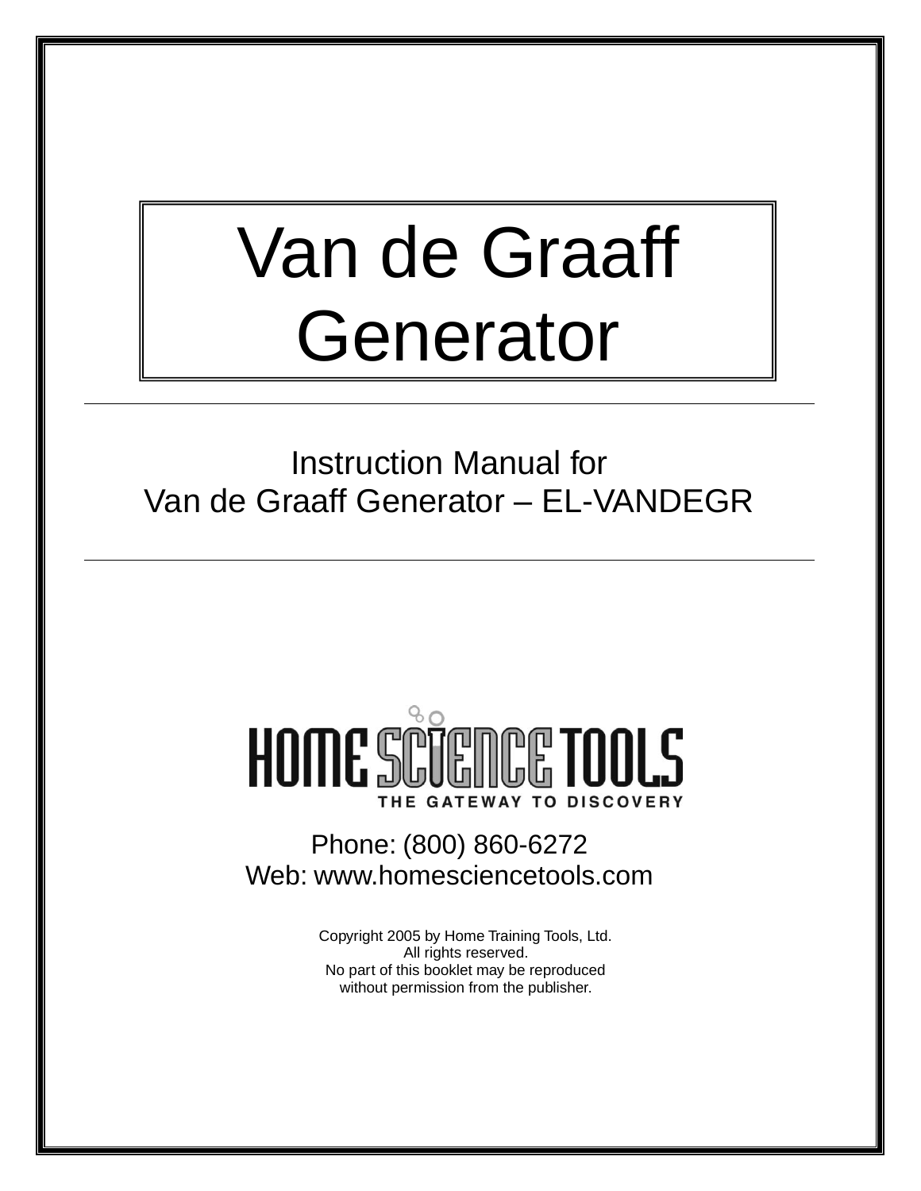# Van de Graaff Generator

Instruction Manual for
Van de Graaff Generator – EL-VANDEGR

HOME SCIENCE TOOLS
THE GATEWAY TO DISCOVERY

Phone: (800) 860-6272
Web: www.homesciencetools.com

Copyright 2005 by Home Training Tools, Ltd.
All rights reserved.
No part of this booklet may be reproduced
without permission from the publisher.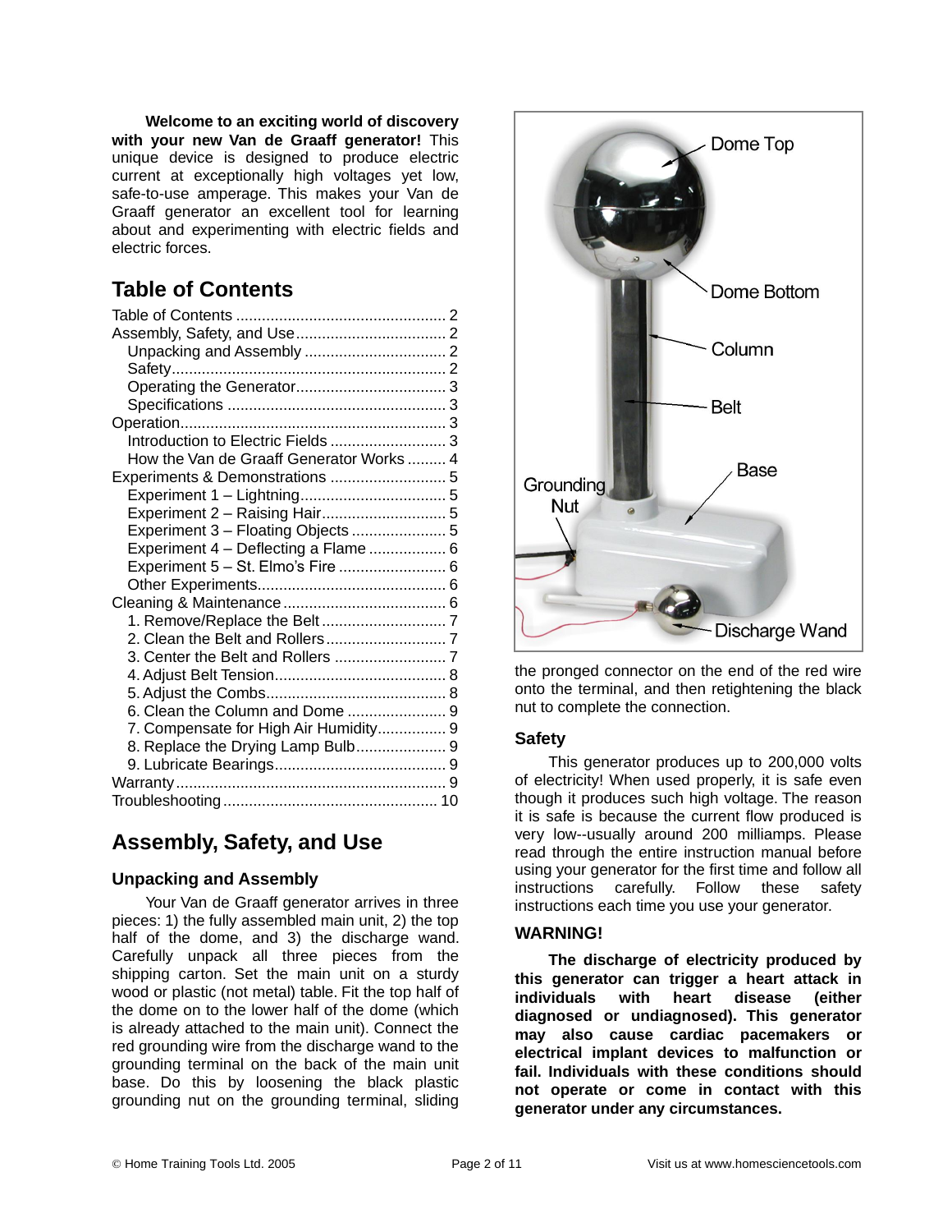**Welcome to an exciting world of discovery with your new Van de Graaff generator!** This unique device is designed to produce electric current at exceptionally high voltages yet low, safe-to-use amperage. This makes your Van de Graaff generator an excellent tool for learning about and experimenting with electric fields and electric forces.

## Table of Contents

- Table of Contents ........ 2
- Assembly, Safety, and Use ........ 2
  - Unpacking and Assembly ........ 2
  - Safety ........ 2
  - Operating the Generator ........ 3
  - Specifications ........ 3
- Operation ........ 3
  - Introduction to Electric Fields ........ 3
  - How the Van de Graaff Generator Works ........ 4
- Experiments & Demonstrations ........ 5
  - Experiment 1 – Lightning ........ 5
  - Experiment 2 – Raising Hair ........ 5
  - Experiment 3 – Floating Objects ........ 5
  - Experiment 4 – Deflecting a Flame ........ 6
  - Experiment 5 – St. Elmo's Fire ........ 6
  - Other Experiments ........ 6
- Cleaning & Maintenance ........ 6
  - 1. Remove/Replace the Belt ........ 7
  - 2. Clean the Belt and Rollers ........ 7
  - 3. Center the Belt and Rollers ........ 7
  - 4. Adjust Belt Tension ........ 8
  - 5. Adjust the Combs ........ 8
  - 6. Clean the Column and Dome ........ 9
  - 7. Compensate for High Air Humidity ........ 9
  - 8. Replace the Drying Lamp Bulb ........ 9
  - 9. Lubricate Bearings ........ 9
- Warranty ........ 9
- Troubleshooting ........ 10

## Assembly, Safety, and Use

### Unpacking and Assembly

Your Van de Graaff generator arrives in three pieces: 1) the fully assembled main unit, 2) the top half of the dome, and 3) the discharge wand. Carefully unpack all three pieces from the shipping carton. Set the main unit on a sturdy wood or plastic (not metal) table. Fit the top half of the dome on to the lower half of the dome (which is already attached to the main unit). Connect the red grounding wire from the discharge wand to the grounding terminal on the back of the main unit base. Do this by loosening the black plastic grounding nut on the grounding terminal, sliding the pronged connector on the end of the red wire onto the terminal, and then retightening the black nut to complete the connection.

Dome Top
Dome Bottom
Column
Belt
Base
Grounding Nut
Discharge Wand

### Safety

This generator produces up to 200,000 volts of electricity! When used properly, it is safe even though it produces such high voltage. The reason it is safe is because the current flow produced is very low--usually around 200 milliamps. Please read through the entire instruction manual before using your generator for the first time and follow all instructions carefully. Follow these safety instructions each time you use your generator.

### WARNING!

**The discharge of electricity produced by this generator can trigger a heart attack in individuals with heart disease (either diagnosed or undiagnosed). This generator may also cause cardiac pacemakers or electrical implant devices to malfunction or fail. Individuals with these conditions should not operate or come in contact with this generator under any circumstances.**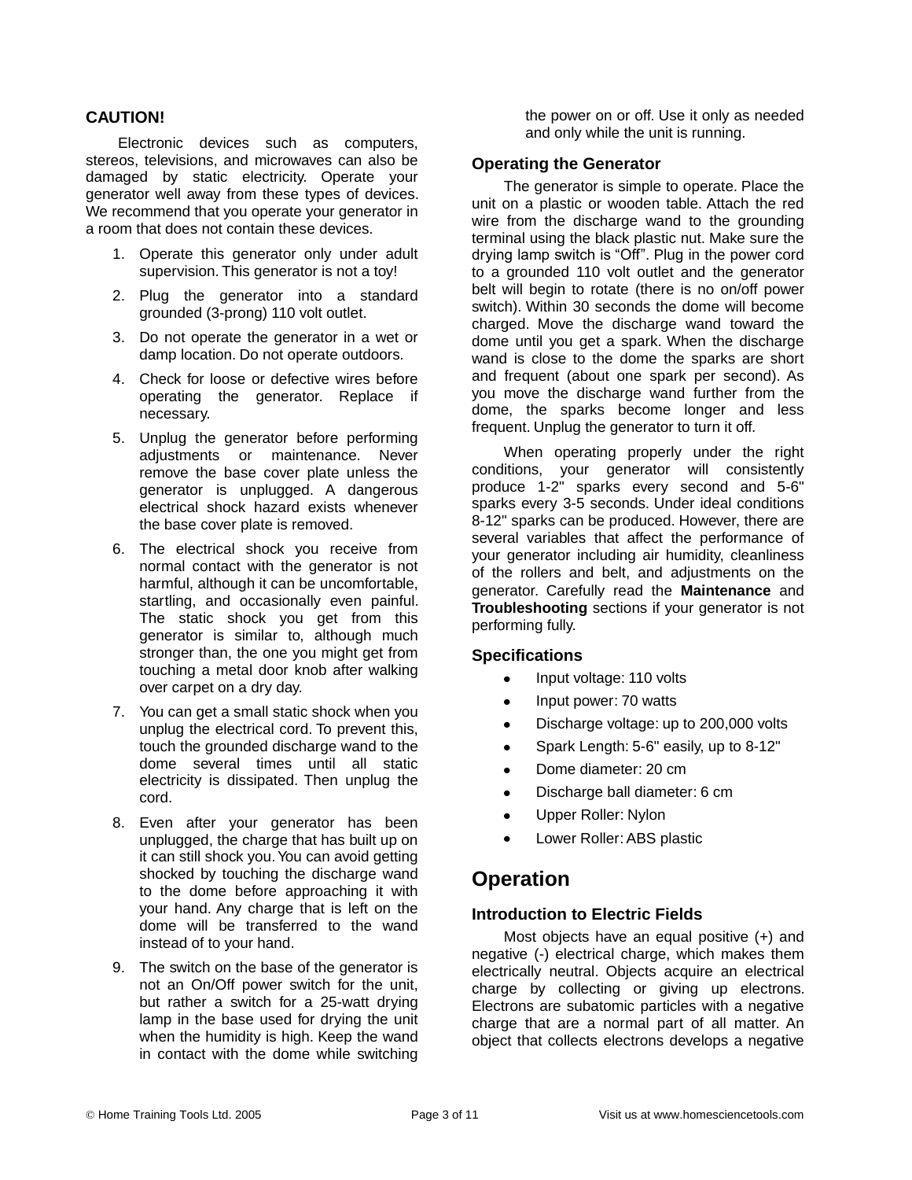**CAUTION!**

Electronic devices such as computers, stereos, televisions, and microwaves can also be damaged by static electricity. Operate your generator well away from these types of devices. We recommend that you operate your generator in a room that does not contain these devices.

1. Operate this generator only under adult supervision. This generator is not a toy!
2. Plug the generator into a standard grounded (3-prong) 110 volt outlet.
3. Do not operate the generator in a wet or damp location. Do not operate outdoors.
4. Check for loose or defective wires before operating the generator. Replace if necessary.
5. Unplug the generator before performing adjustments or maintenance. Never remove the base cover plate unless the generator is unplugged. A dangerous electrical shock hazard exists whenever the base cover plate is removed.
6. The electrical shock you receive from normal contact with the generator is not harmful, although it can be uncomfortable, startling, and occasionally even painful. The static shock you get from this generator is similar to, although much stronger than, the one you might get from touching a metal door knob after walking over carpet on a dry day.
7. You can get a small static shock when you unplug the electrical cord. To prevent this, touch the grounded discharge wand to the dome several times until all static electricity is dissipated. Then unplug the cord.
8. Even after your generator has been unplugged, the charge that has built up on it can still shock you. You can avoid getting shocked by touching the discharge wand to the dome before approaching it with your hand. Any charge that is left on the dome will be transferred to the wand instead of to your hand.
9. The switch on the base of the generator is not an On/Off power switch for the unit, but rather a switch for a 25-watt drying lamp in the base used for drying the unit when the humidity is high. Keep the wand in contact with the dome while switching the power on or off. Use it only as needed and only while the unit is running.

### Operating the Generator

The generator is simple to operate. Place the unit on a plastic or wooden table. Attach the red wire from the discharge wand to the grounding terminal using the black plastic nut. Make sure the drying lamp switch is "Off". Plug in the power cord to a grounded 110 volt outlet and the generator belt will begin to rotate (there is no on/off power switch). Within 30 seconds the dome will become charged. Move the discharge wand toward the dome until you get a spark. When the discharge wand is close to the dome the sparks are short and frequent (about one spark per second). As you move the discharge wand further from the dome, the sparks become longer and less frequent. Unplug the generator to turn it off.

When operating properly under the right conditions, your generator will consistently produce 1-2" sparks every second and 5-6" sparks every 3-5 seconds. Under ideal conditions 8-12" sparks can be produced. However, there are several variables that affect the performance of your generator including air humidity, cleanliness of the rollers and belt, and adjustments on the generator. Carefully read the **Maintenance** and **Troubleshooting** sections if your generator is not performing fully.

### Specifications

- Input voltage: 110 volts
- Input power: 70 watts
- Discharge voltage: up to 200,000 volts
- Spark Length: 5-6" easily, up to 8-12"
- Dome diameter: 20 cm
- Discharge ball diameter: 6 cm
- Upper Roller: Nylon
- Lower Roller: ABS plastic

## Operation

### Introduction to Electric Fields

Most objects have an equal positive (+) and negative (-) electrical charge, which makes them electrically neutral. Objects acquire an electrical charge by collecting or giving up electrons. Electrons are subatomic particles with a negative charge that are a normal part of all matter. An object that collects electrons develops a negative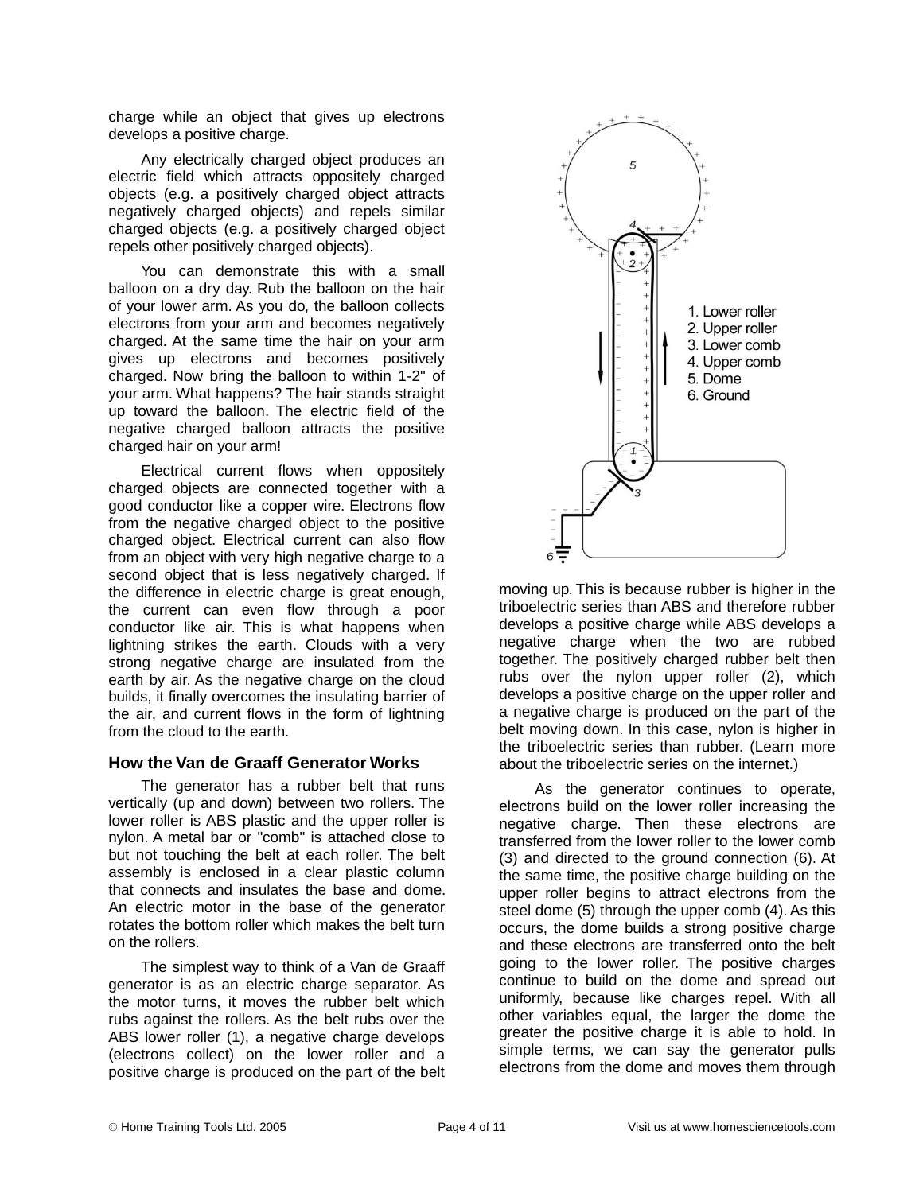charge while an object that gives up electrons develops a positive charge.

Any electrically charged object produces an electric field which attracts oppositely charged objects (e.g. a positively charged object attracts negatively charged objects) and repels similar charged objects (e.g. a positively charged object repels other positively charged objects).

You can demonstrate this with a small balloon on a dry day. Rub the balloon on the hair of your lower arm. As you do, the balloon collects electrons from your arm and becomes negatively charged. At the same time the hair on your arm gives up electrons and becomes positively charged. Now bring the balloon to within 1-2" of your arm. What happens? The hair stands straight up toward the balloon. The electric field of the negative charged balloon attracts the positive charged hair on your arm!

Electrical current flows when oppositely charged objects are connected together with a good conductor like a copper wire. Electrons flow from the negative charged object to the positive charged object. Electrical current can also flow from an object with very high negative charge to a second object that is less negatively charged. If the difference in electric charge is great enough, the current can even flow through a poor conductor like air. This is what happens when lightning strikes the earth. Clouds with a very strong negative charge are insulated from the earth by air. As the negative charge on the cloud builds, it finally overcomes the insulating barrier of the air, and current flows in the form of lightning from the cloud to the earth.

### How the Van de Graaff Generator Works

The generator has a rubber belt that runs vertically (up and down) between two rollers. The lower roller is ABS plastic and the upper roller is nylon. A metal bar or "comb" is attached close to but not touching the belt at each roller. The belt assembly is enclosed in a clear plastic column that connects and insulates the base and dome. An electric motor in the base of the generator rotates the bottom roller which makes the belt turn on the rollers.

The simplest way to think of a Van de Graaff generator is as an electric charge separator. As the motor turns, it moves the rubber belt which rubs against the rollers. As the belt rubs over the ABS lower roller (1), a negative charge develops (electrons collect) on the lower roller and a positive charge is produced on the part of the belt moving up. This is because rubber is higher in the triboelectric series than ABS and therefore rubber develops a positive charge while ABS develops a negative charge when the two are rubbed together. The positively charged rubber belt then rubs over the nylon upper roller (2), which develops a positive charge on the upper roller and a negative charge is produced on the part of the belt moving down. In this case, nylon is higher in the triboelectric series than rubber. (Learn more about the triboelectric series on the internet.)

1. Lower roller
2. Upper roller
3. Lower comb
4. Upper comb
5. Dome
6. Ground

As the generator continues to operate, electrons build on the lower roller increasing the negative charge. Then these electrons are transferred from the lower roller to the lower comb (3) and directed to the ground connection (6). At the same time, the positive charge building on the upper roller begins to attract electrons from the steel dome (5) through the upper comb (4). As this occurs, the dome builds a strong positive charge and these electrons are transferred onto the belt going to the lower roller. The positive charges continue to build on the dome and spread out uniformly, because like charges repel. With all other variables equal, the larger the dome the greater the positive charge it is able to hold. In simple terms, we can say the generator pulls electrons from the dome and moves them through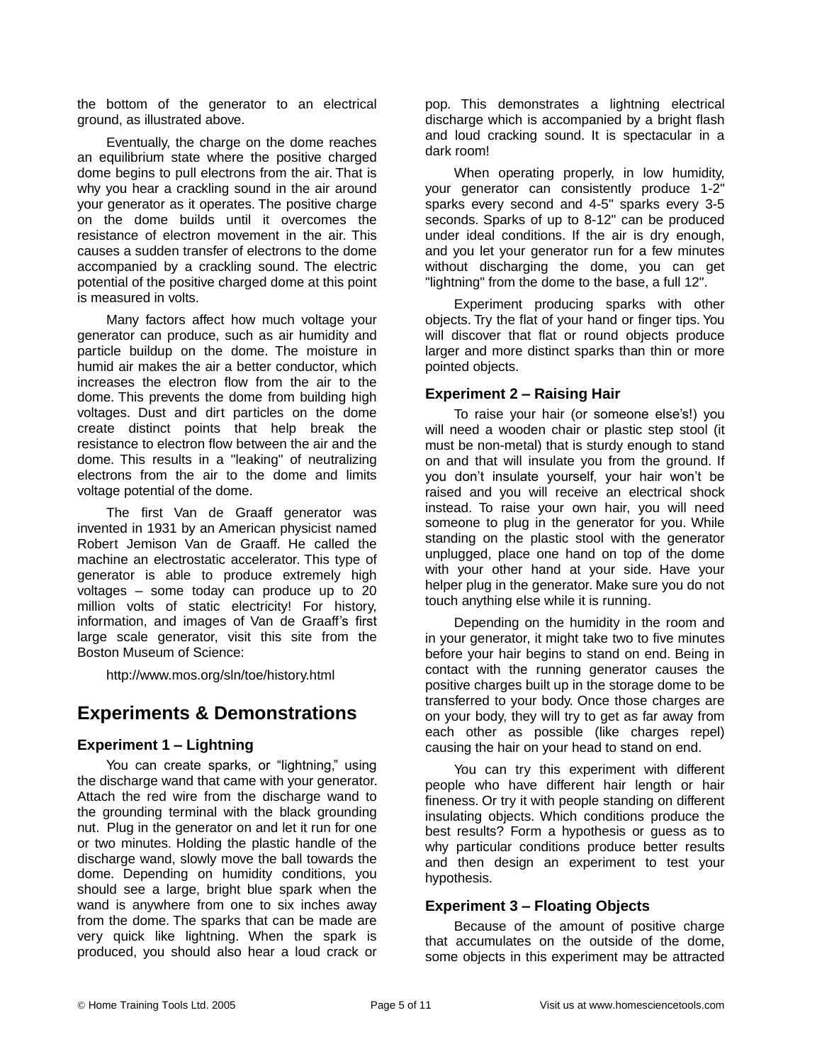the bottom of the generator to an electrical ground, as illustrated above.

Eventually, the charge on the dome reaches an equilibrium state where the positive charged dome begins to pull electrons from the air. That is why you hear a crackling sound in the air around your generator as it operates. The positive charge on the dome builds until it overcomes the resistance of electron movement in the air. This causes a sudden transfer of electrons to the dome accompanied by a crackling sound. The electric potential of the positive charged dome at this point is measured in volts.

Many factors affect how much voltage your generator can produce, such as air humidity and particle buildup on the dome. The moisture in humid air makes the air a better conductor, which increases the electron flow from the air to the dome. This prevents the dome from building high voltages. Dust and dirt particles on the dome create distinct points that help break the resistance to electron flow between the air and the dome. This results in a "leaking" of neutralizing electrons from the air to the dome and limits voltage potential of the dome.

The first Van de Graaff generator was invented in 1931 by an American physicist named Robert Jemison Van de Graaff. He called the machine an electrostatic accelerator. This type of generator is able to produce extremely high voltages – some today can produce up to 20 million volts of static electricity! For history, information, and images of Van de Graaff's first large scale generator, visit this site from the Boston Museum of Science:

http://www.mos.org/sln/toe/history.html

## Experiments & Demonstrations

### Experiment 1 – Lightning

You can create sparks, or "lightning," using the discharge wand that came with your generator. Attach the red wire from the discharge wand to the grounding terminal with the black grounding nut. Plug in the generator on and let it run for one or two minutes. Holding the plastic handle of the discharge wand, slowly move the ball towards the dome. Depending on humidity conditions, you should see a large, bright blue spark when the wand is anywhere from one to six inches away from the dome. The sparks that can be made are very quick like lightning. When the spark is produced, you should also hear a loud crack or pop. This demonstrates a lightning electrical discharge which is accompanied by a bright flash and loud cracking sound. It is spectacular in a dark room!

When operating properly, in low humidity, your generator can consistently produce 1-2" sparks every second and 4-5" sparks every 3-5 seconds. Sparks of up to 8-12" can be produced under ideal conditions. If the air is dry enough, and you let your generator run for a few minutes without discharging the dome, you can get "lightning" from the dome to the base, a full 12".

Experiment producing sparks with other objects. Try the flat of your hand or finger tips. You will discover that flat or round objects produce larger and more distinct sparks than thin or more pointed objects.

### Experiment 2 – Raising Hair

To raise your hair (or someone else's!) you will need a wooden chair or plastic step stool (it must be non-metal) that is sturdy enough to stand on and that will insulate you from the ground. If you don't insulate yourself, your hair won't be raised and you will receive an electrical shock instead. To raise your own hair, you will need someone to plug in the generator for you. While standing on the plastic stool with the generator unplugged, place one hand on top of the dome with your other hand at your side. Have your helper plug in the generator. Make sure you do not touch anything else while it is running.

Depending on the humidity in the room and in your generator, it might take two to five minutes before your hair begins to stand on end. Being in contact with the running generator causes the positive charges built up in the storage dome to be transferred to your body. Once those charges are on your body, they will try to get as far away from each other as possible (like charges repel) causing the hair on your head to stand on end.

You can try this experiment with different people who have different hair length or hair fineness. Or try it with people standing on different insulating objects. Which conditions produce the best results? Form a hypothesis or guess as to why particular conditions produce better results and then design an experiment to test your hypothesis.

### Experiment 3 – Floating Objects

Because of the amount of positive charge that accumulates on the outside of the dome, some objects in this experiment may be attracted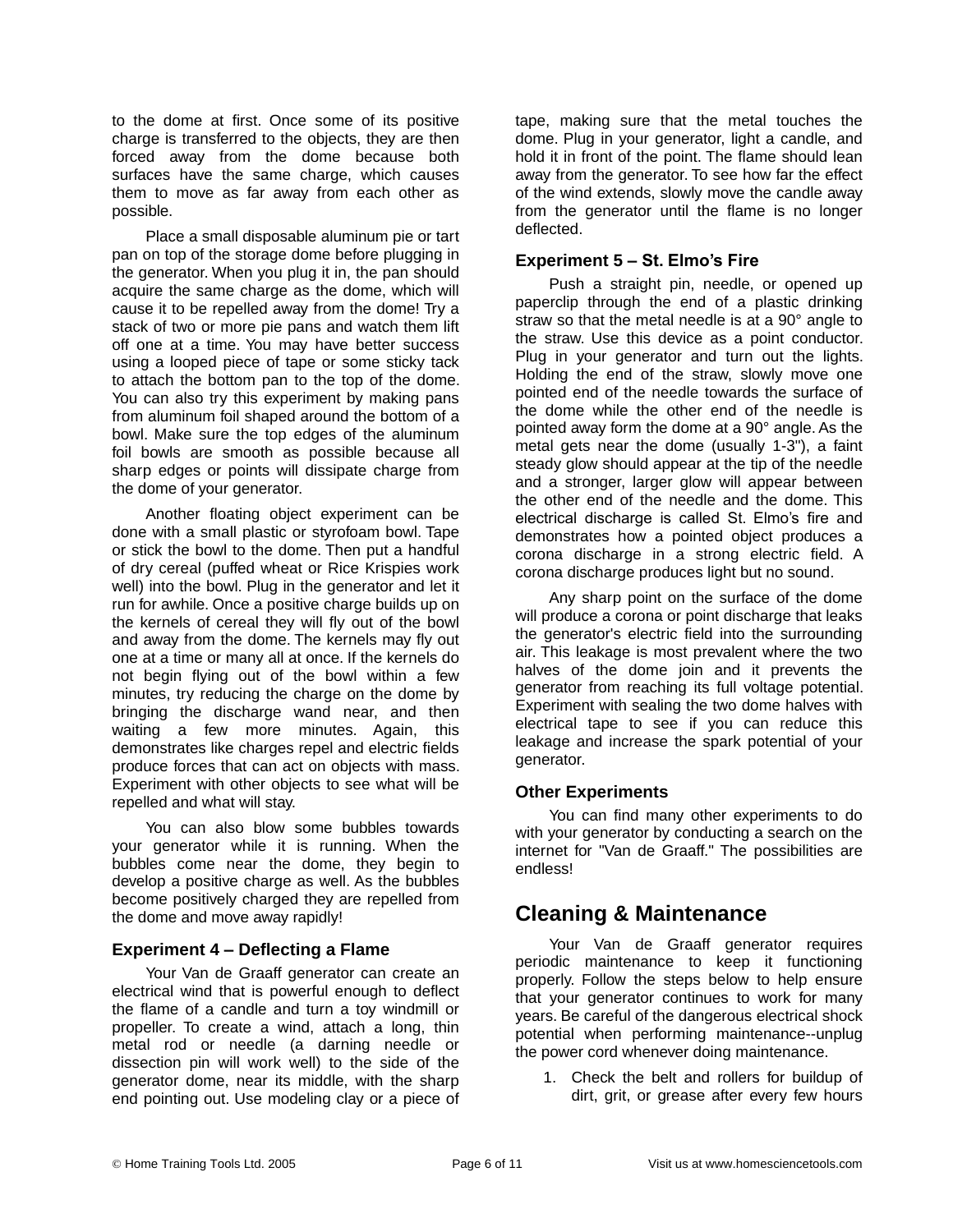to the dome at first. Once some of its positive charge is transferred to the objects, they are then forced away from the dome because both surfaces have the same charge, which causes them to move as far away from each other as possible.

Place a small disposable aluminum pie or tart pan on top of the storage dome before plugging in the generator. When you plug it in, the pan should acquire the same charge as the dome, which will cause it to be repelled away from the dome! Try a stack of two or more pie pans and watch them lift off one at a time. You may have better success using a looped piece of tape or some sticky tack to attach the bottom pan to the top of the dome. You can also try this experiment by making pans from aluminum foil shaped around the bottom of a bowl. Make sure the top edges of the aluminum foil bowls are smooth as possible because all sharp edges or points will dissipate charge from the dome of your generator.

Another floating object experiment can be done with a small plastic or styrofoam bowl. Tape or stick the bowl to the dome. Then put a handful of dry cereal (puffed wheat or Rice Krispies work well) into the bowl. Plug in the generator and let it run for awhile. Once a positive charge builds up on the kernels of cereal they will fly out of the bowl and away from the dome. The kernels may fly out one at a time or many all at once. If the kernels do not begin flying out of the bowl within a few minutes, try reducing the charge on the dome by bringing the discharge wand near, and then waiting a few more minutes. Again, this demonstrates like charges repel and electric fields produce forces that can act on objects with mass. Experiment with other objects to see what will be repelled and what will stay.

You can also blow some bubbles towards your generator while it is running. When the bubbles come near the dome, they begin to develop a positive charge as well. As the bubbles become positively charged they are repelled from the dome and move away rapidly!

### Experiment 4 – Deflecting a Flame

Your Van de Graaff generator can create an electrical wind that is powerful enough to deflect the flame of a candle and turn a toy windmill or propeller. To create a wind, attach a long, thin metal rod or needle (a darning needle or dissection pin will work well) to the side of the generator dome, near its middle, with the sharp end pointing out. Use modeling clay or a piece of tape, making sure that the metal touches the dome. Plug in your generator, light a candle, and hold it in front of the point. The flame should lean away from the generator. To see how far the effect of the wind extends, slowly move the candle away from the generator until the flame is no longer deflected.

### Experiment 5 – St. Elmo's Fire

Push a straight pin, needle, or opened up paperclip through the end of a plastic drinking straw so that the metal needle is at a 90° angle to the straw. Use this device as a point conductor. Plug in your generator and turn out the lights. Holding the end of the straw, slowly move one pointed end of the needle towards the surface of the dome while the other end of the needle is pointed away form the dome at a 90° angle. As the metal gets near the dome (usually 1-3"), a faint steady glow should appear at the tip of the needle and a stronger, larger glow will appear between the other end of the needle and the dome. This electrical discharge is called St. Elmo's fire and demonstrates how a pointed object produces a corona discharge in a strong electric field. A corona discharge produces light but no sound.

Any sharp point on the surface of the dome will produce a corona or point discharge that leaks the generator's electric field into the surrounding air. This leakage is most prevalent where the two halves of the dome join and it prevents the generator from reaching its full voltage potential. Experiment with sealing the two dome halves with electrical tape to see if you can reduce this leakage and increase the spark potential of your generator.

### Other Experiments

You can find many other experiments to do with your generator by conducting a search on the internet for "Van de Graaff." The possibilities are endless!

## Cleaning & Maintenance

Your Van de Graaff generator requires periodic maintenance to keep it functioning properly. Follow the steps below to help ensure that your generator continues to work for many years. Be careful of the dangerous electrical shock potential when performing maintenance--unplug the power cord whenever doing maintenance.

1. Check the belt and rollers for buildup of dirt, grit, or grease after every few hours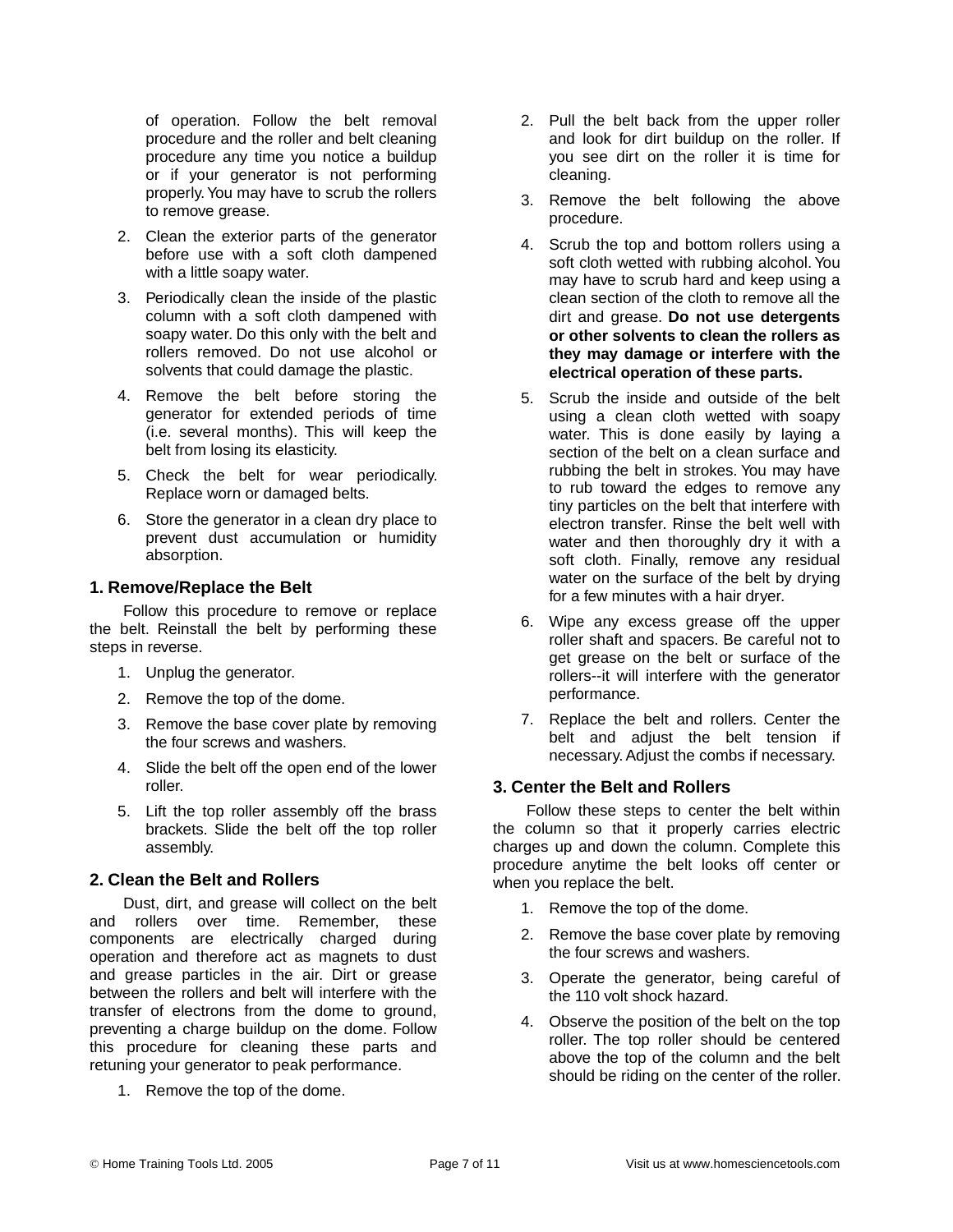of operation. Follow the belt removal procedure and the roller and belt cleaning procedure any time you notice a buildup or if your generator is not performing properly. You may have to scrub the rollers to remove grease.

2. Clean the exterior parts of the generator before use with a soft cloth dampened with a little soapy water.
3. Periodically clean the inside of the plastic column with a soft cloth dampened with soapy water. Do this only with the belt and rollers removed. Do not use alcohol or solvents that could damage the plastic.
4. Remove the belt before storing the generator for extended periods of time (i.e. several months). This will keep the belt from losing its elasticity.
5. Check the belt for wear periodically. Replace worn or damaged belts.
6. Store the generator in a clean dry place to prevent dust accumulation or humidity absorption.

### 1. Remove/Replace the Belt

Follow this procedure to remove or replace the belt. Reinstall the belt by performing these steps in reverse.

1. Unplug the generator.
2. Remove the top of the dome.
3. Remove the base cover plate by removing the four screws and washers.
4. Slide the belt off the open end of the lower roller.
5. Lift the top roller assembly off the brass brackets. Slide the belt off the top roller assembly.

### 2. Clean the Belt and Rollers

Dust, dirt, and grease will collect on the belt and rollers over time. Remember, these components are electrically charged during operation and therefore act as magnets to dust and grease particles in the air. Dirt or grease between the rollers and belt will interfere with the transfer of electrons from the dome to ground, preventing a charge buildup on the dome. Follow this procedure for cleaning these parts and retuning your generator to peak performance.

1. Remove the top of the dome.
2. Pull the belt back from the upper roller and look for dirt buildup on the roller. If you see dirt on the roller it is time for cleaning.
3. Remove the belt following the above procedure.
4. Scrub the top and bottom rollers using a soft cloth wetted with rubbing alcohol. You may have to scrub hard and keep using a clean section of the cloth to remove all the dirt and grease. **Do not use detergents or other solvents to clean the rollers as they may damage or interfere with the electrical operation of these parts.**
5. Scrub the inside and outside of the belt using a clean cloth wetted with soapy water. This is done easily by laying a section of the belt on a clean surface and rubbing the belt in strokes. You may have to rub toward the edges to remove any tiny particles on the belt that interfere with electron transfer. Rinse the belt well with water and then thoroughly dry it with a soft cloth. Finally, remove any residual water on the surface of the belt by drying for a few minutes with a hair dryer.
6. Wipe any excess grease off the upper roller shaft and spacers. Be careful not to get grease on the belt or surface of the rollers--it will interfere with the generator performance.
7. Replace the belt and rollers. Center the belt and adjust the belt tension if necessary. Adjust the combs if necessary.

### 3. Center the Belt and Rollers

Follow these steps to center the belt within the column so that it properly carries electric charges up and down the column. Complete this procedure anytime the belt looks off center or when you replace the belt.

1. Remove the top of the dome.
2. Remove the base cover plate by removing the four screws and washers.
3. Operate the generator, being careful of the 110 volt shock hazard.
4. Observe the position of the belt on the top roller. The top roller should be centered above the top of the column and the belt should be riding on the center of the roller.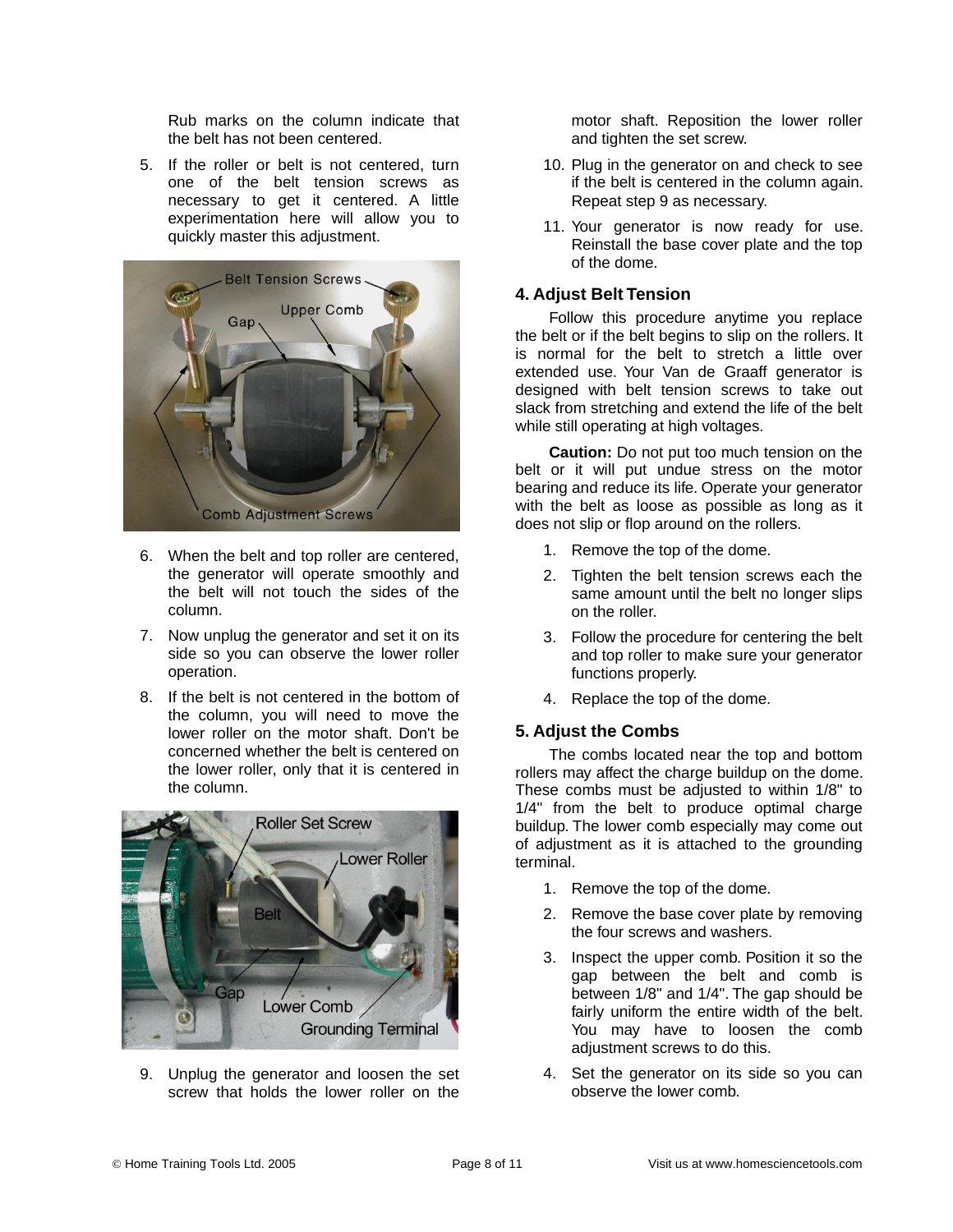Rub marks on the column indicate that the belt has not been centered.

5. If the roller or belt is not centered, turn one of the belt tension screws as necessary to get it centered. A little experimentation here will allow you to quickly master this adjustment.

6. When the belt and top roller are centered, the generator will operate smoothly and the belt will not touch the sides of the column.
7. Now unplug the generator and set it on its side so you can observe the lower roller operation.
8. If the belt is not centered in the bottom of the column, you will need to move the lower roller on the motor shaft. Don't be concerned whether the belt is centered on the lower roller, only that it is centered in the column.

9. Unplug the generator and loosen the set screw that holds the lower roller on the motor shaft. Reposition the lower roller and tighten the set screw.
10. Plug in the generator on and check to see if the belt is centered in the column again. Repeat step 9 as necessary.
11. Your generator is now ready for use. Reinstall the base cover plate and the top of the dome.

### 4. Adjust Belt Tension

Follow this procedure anytime you replace the belt or if the belt begins to slip on the rollers. It is normal for the belt to stretch a little over extended use. Your Van de Graaff generator is designed with belt tension screws to take out slack from stretching and extend the life of the belt while still operating at high voltages.

**Caution:** Do not put too much tension on the belt or it will put undue stress on the motor bearing and reduce its life. Operate your generator with the belt as loose as possible as long as it does not slip or flop around on the rollers.

1. Remove the top of the dome.
2. Tighten the belt tension screws each the same amount until the belt no longer slips on the roller.
3. Follow the procedure for centering the belt and top roller to make sure your generator functions properly.
4. Replace the top of the dome.

### 5. Adjust the Combs

The combs located near the top and bottom rollers may affect the charge buildup on the dome. These combs must be adjusted to within 1/8" to 1/4" from the belt to produce optimal charge buildup. The lower comb especially may come out of adjustment as it is attached to the grounding terminal.

1. Remove the top of the dome.
2. Remove the base cover plate by removing the four screws and washers.
3. Inspect the upper comb. Position it so the gap between the belt and comb is between 1/8" and 1/4". The gap should be fairly uniform the entire width of the belt. You may have to loosen the comb adjustment screws to do this.
4. Set the generator on its side so you can observe the lower comb.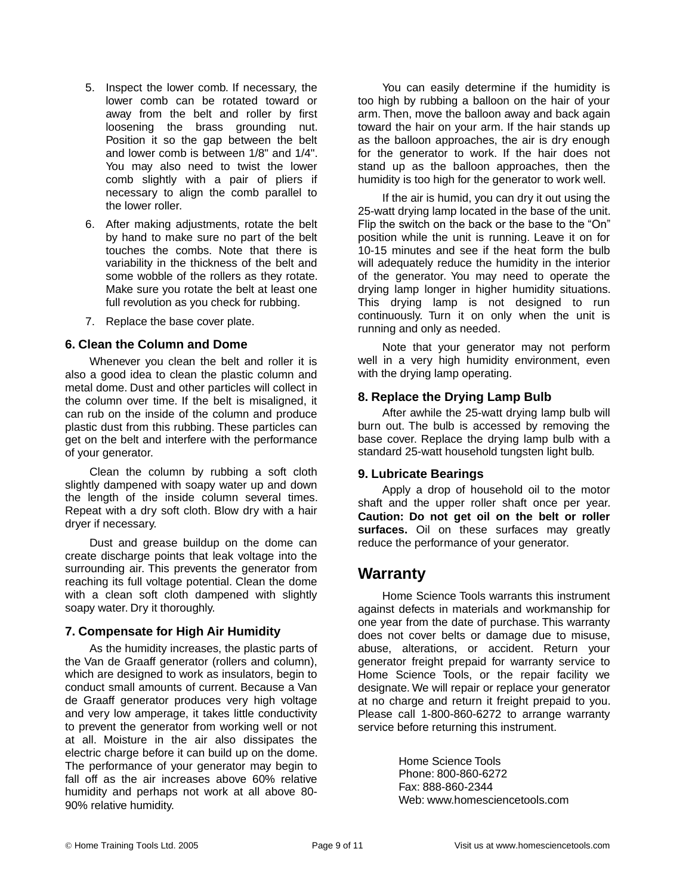5. Inspect the lower comb. If necessary, the lower comb can be rotated toward or away from the belt and roller by first loosening the brass grounding nut. Position it so the gap between the belt and lower comb is between 1/8" and 1/4". You may also need to twist the lower comb slightly with a pair of pliers if necessary to align the comb parallel to the lower roller.
6. After making adjustments, rotate the belt by hand to make sure no part of the belt touches the combs. Note that there is variability in the thickness of the belt and some wobble of the rollers as they rotate. Make sure you rotate the belt at least one full revolution as you check for rubbing.
7. Replace the base cover plate.

### 6. Clean the Column and Dome

Whenever you clean the belt and roller it is also a good idea to clean the plastic column and metal dome. Dust and other particles will collect in the column over time. If the belt is misaligned, it can rub on the inside of the column and produce plastic dust from this rubbing. These particles can get on the belt and interfere with the performance of your generator.

Clean the column by rubbing a soft cloth slightly dampened with soapy water up and down the length of the inside column several times. Repeat with a dry soft cloth. Blow dry with a hair dryer if necessary.

Dust and grease buildup on the dome can create discharge points that leak voltage into the surrounding air. This prevents the generator from reaching its full voltage potential. Clean the dome with a clean soft cloth dampened with slightly soapy water. Dry it thoroughly.

### 7. Compensate for High Air Humidity

As the humidity increases, the plastic parts of the Van de Graaff generator (rollers and column), which are designed to work as insulators, begin to conduct small amounts of current. Because a Van de Graaff generator produces very high voltage and very low amperage, it takes little conductivity to prevent the generator from working well or not at all. Moisture in the air also dissipates the electric charge before it can build up on the dome. The performance of your generator may begin to fall off as the air increases above 60% relative humidity and perhaps not work at all above 80-90% relative humidity.

You can easily determine if the humidity is too high by rubbing a balloon on the hair of your arm. Then, move the balloon away and back again toward the hair on your arm. If the hair stands up as the balloon approaches, the air is dry enough for the generator to work. If the hair does not stand up as the balloon approaches, then the humidity is too high for the generator to work well.

If the air is humid, you can dry it out using the 25-watt drying lamp located in the base of the unit. Flip the switch on the back or the base to the “On” position while the unit is running. Leave it on for 10-15 minutes and see if the heat form the bulb will adequately reduce the humidity in the interior of the generator. You may need to operate the drying lamp longer in higher humidity situations. This drying lamp is not designed to run continuously. Turn it on only when the unit is running and only as needed.

Note that your generator may not perform well in a very high humidity environment, even with the drying lamp operating.

### 8. Replace the Drying Lamp Bulb

After awhile the 25-watt drying lamp bulb will burn out. The bulb is accessed by removing the base cover. Replace the drying lamp bulb with a standard 25-watt household tungsten light bulb.

### 9. Lubricate Bearings

Apply a drop of household oil to the motor shaft and the upper roller shaft once per year. **Caution: Do not get oil on the belt or roller surfaces.** Oil on these surfaces may greatly reduce the performance of your generator.

## Warranty

Home Science Tools warrants this instrument against defects in materials and workmanship for one year from the date of purchase. This warranty does not cover belts or damage due to misuse, abuse, alterations, or accident. Return your generator freight prepaid for warranty service to Home Science Tools, or the repair facility we designate. We will repair or replace your generator at no charge and return it freight prepaid to you. Please call 1-800-860-6272 to arrange warranty service before returning this instrument.

Home Science Tools
Phone: 800-860-6272
Fax: 888-860-2344
Web: www.homesciencetools.com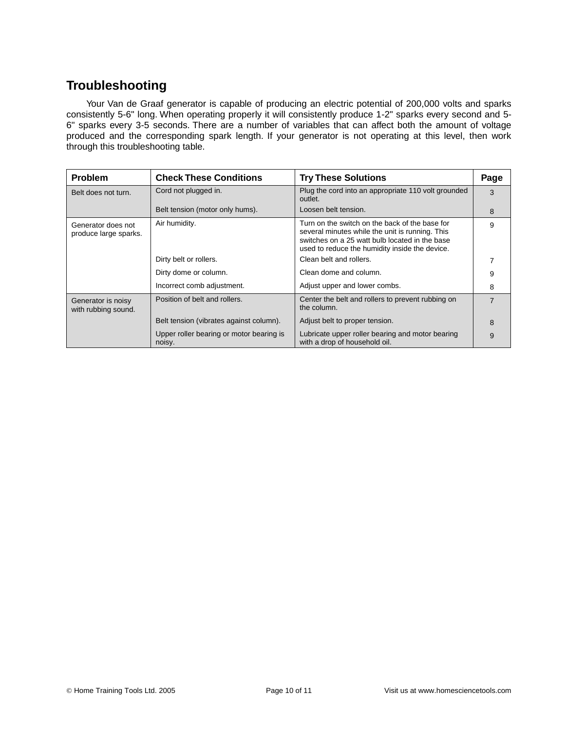## Troubleshooting

Your Van de Graaf generator is capable of producing an electric potential of 200,000 volts and sparks consistently 5-6" long. When operating properly it will consistently produce 1-2" sparks every second and 5-6" sparks every 3-5 seconds. There are a number of variables that can affect both the amount of voltage produced and the corresponding spark length. If your generator is not operating at this level, then work through this troubleshooting table.

| Problem | Check These Conditions | Try These Solutions | Page |
|---|---|---|---|
| Belt does not turn. | Cord not plugged in. | Plug the cord into an appropriate 110 volt grounded outlet. | 3 |
| | Belt tension (motor only hums). | Loosen belt tension. | 8 |
| Generator does not produce large sparks. | Air humidity. | Turn on the switch on the back of the base for several minutes while the unit is running. This switches on a 25 watt bulb located in the base used to reduce the humidity inside the device. | 9 |
| | Dirty belt or rollers. | Clean belt and rollers. | 7 |
| | Dirty dome or column. | Clean dome and column. | 9 |
| | Incorrect comb adjustment. | Adjust upper and lower combs. | 8 |
| Generator is noisy with rubbing sound. | Position of belt and rollers. | Center the belt and rollers to prevent rubbing on the column. | 7 |
| | Belt tension (vibrates against column). | Adjust belt to proper tension. | 8 |
| | Upper roller bearing or motor bearing is noisy. | Lubricate upper roller bearing and motor bearing with a drop of household oil. | 9 |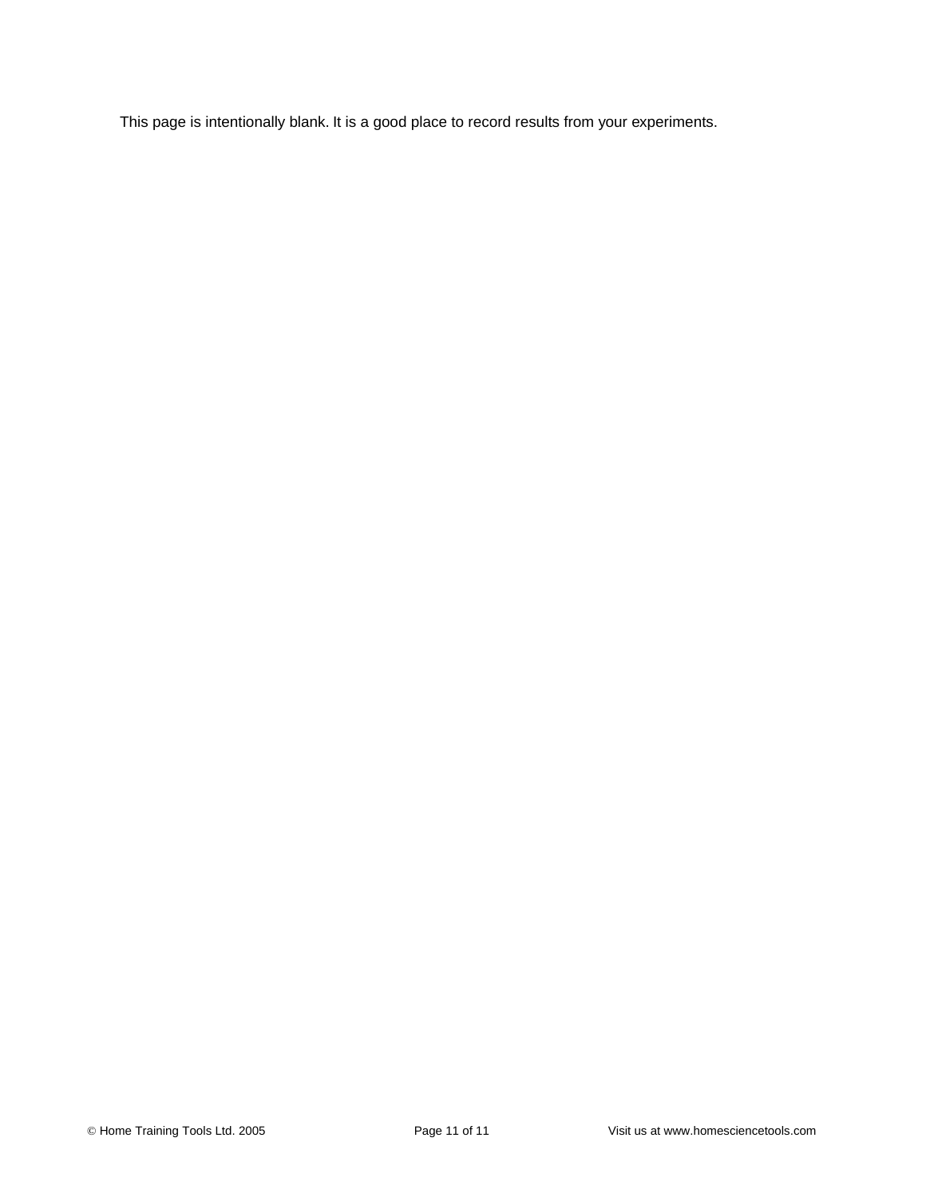This page is intentionally blank. It is a good place to record results from your experiments.